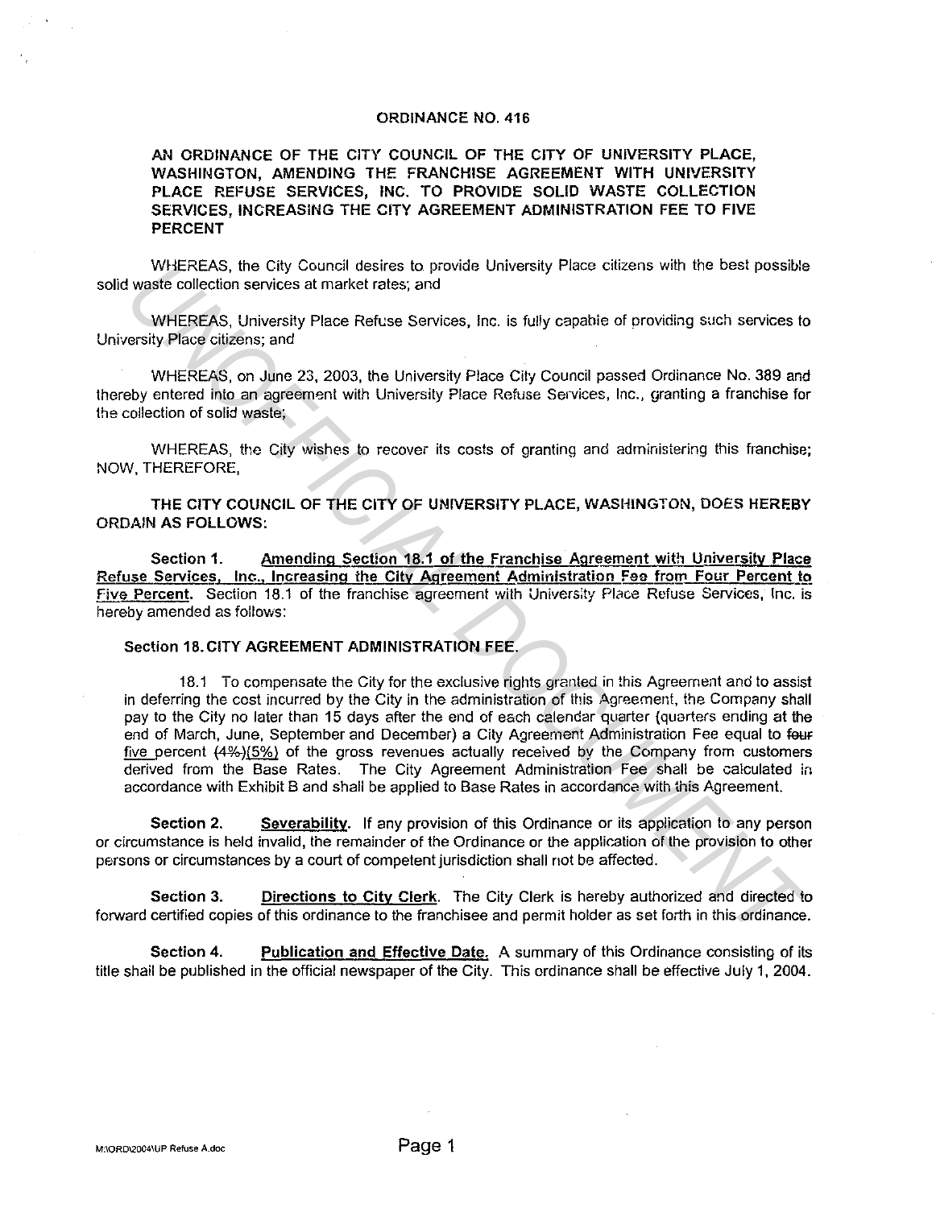# ORDINANCE NO. 416

**AN ORDINANCE OF THE CITY COUNCIL OF THE CITY OF UNIVERSITY PLACE, WASHINGTON, AMENDING THE FRANCHISE AGREEMENT WITH UNIVERSITY PLACE REFUSE SERVICES, INC. TO PROVIDE SOLID WASTE COLLECTION SERVICES, INCREASING THE CITY AGREEMENT ADMINISTRATION FEE TO FIVE PERCENT**

WHEREAS, the City Council desires to provide University Place citizens with the best possible solid waste collection services at market rates; and

WHEREAS, University Place Refuse Services, Inc. is fully capable of providing such services to University Place citizens; and

WHEREAS, on June 23, 2003, the University Place City Council passed Ordinance No. 389 and thereby entered into an agreement with University Place Refuse Services, Inc., granting a franchise for the collection of solid waste;

WHEREAS, the City wishes to recover its costs of granting and administering this franchise; NOW, THEREFORE,

**THE CITY COUNCIL OF THE CITY OF UNIVERSITY PLACE, WASHINGTON, DOES HEREBY ORDAIN AS FOLLOWS:**

**Section 1.** **Amending Section 18.1 of the Franchise Agreement with University Place Refuse Services, Inc., Increasing the City Agreement Administration Fee from Four Percent to Five Percent.** Section 18.1 of the franchise agreement with University Place Refuse Services, Inc. is hereby amended as follows:

**Section 18. CITY AGREEMENT ADMINISTRATION FEE.**

18.1 To compensate the City for the exclusive rights granted in this Agreement and to assist in deferring the cost incurred by the City in the administration of this Agreement, the Company shall pay to the City no later than 15 days after the end of each calendar quarter (quarters ending at the end of March, June, September and December) a City Agreement Administration Fee equal to ~~four~~ five percent ~~(4%)~~(5%) of the gross revenues actually received by the Company from customers derived from the Base Rates. The City Agreement Administration Fee shall be calculated in accordance with Exhibit B and shall be applied to Base Rates in accordance with this Agreement.

**Section 2.** **Severability.** If any provision of this Ordinance or its application to any person or circumstance is held invalid, the remainder of the Ordinance or the application of the provision to other persons or circumstances by a court of competent jurisdiction shall not be affected.

**Section 3.** **Directions to City Clerk.** The City Clerk is hereby authorized and directed to forward certified copies of this ordinance to the franchisee and permit holder as set forth in this ordinance.

**Section 4.** **Publication and Effective Date.** A summary of this Ordinance consisting of its title shall be published in the official newspaper of the City. This ordinance shall be effective July 1, 2004.

M:\ORD\2004\UP Refuse A.doc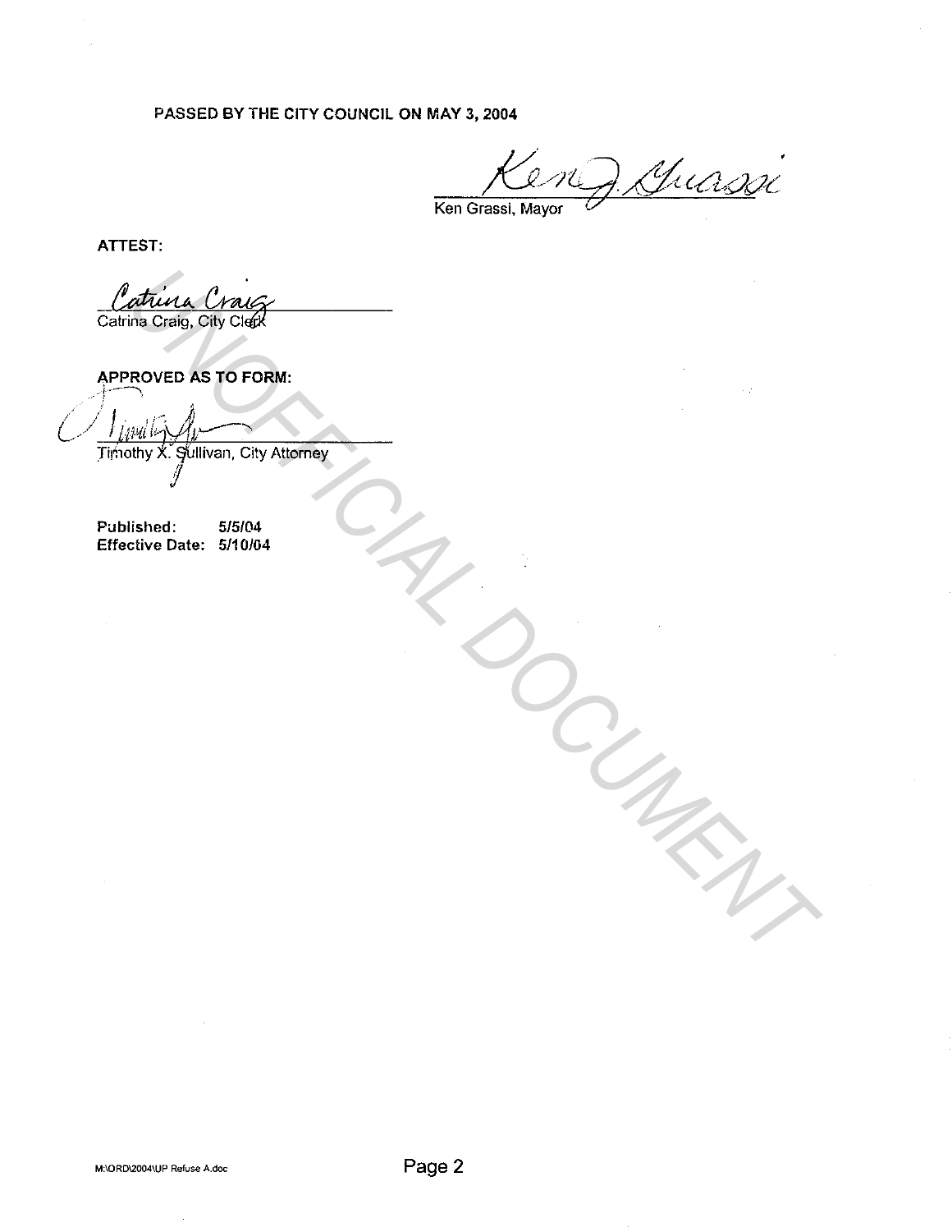**PASSED BY THE CITY COUNCIL ON MAY 3, 2004**

Ken Grassi, Mayor

**ATTEST:**

Catrina Craig, City Clerk

**APPROVED AS TO FORM:**

Timothy X. Sullivan, City Attorney

**Published:** 5/5/04
**Effective Date:** 5/10/04

UNOFFICIAL DOCUMENT

M:\ORD\2004\UP Refuse A.doc